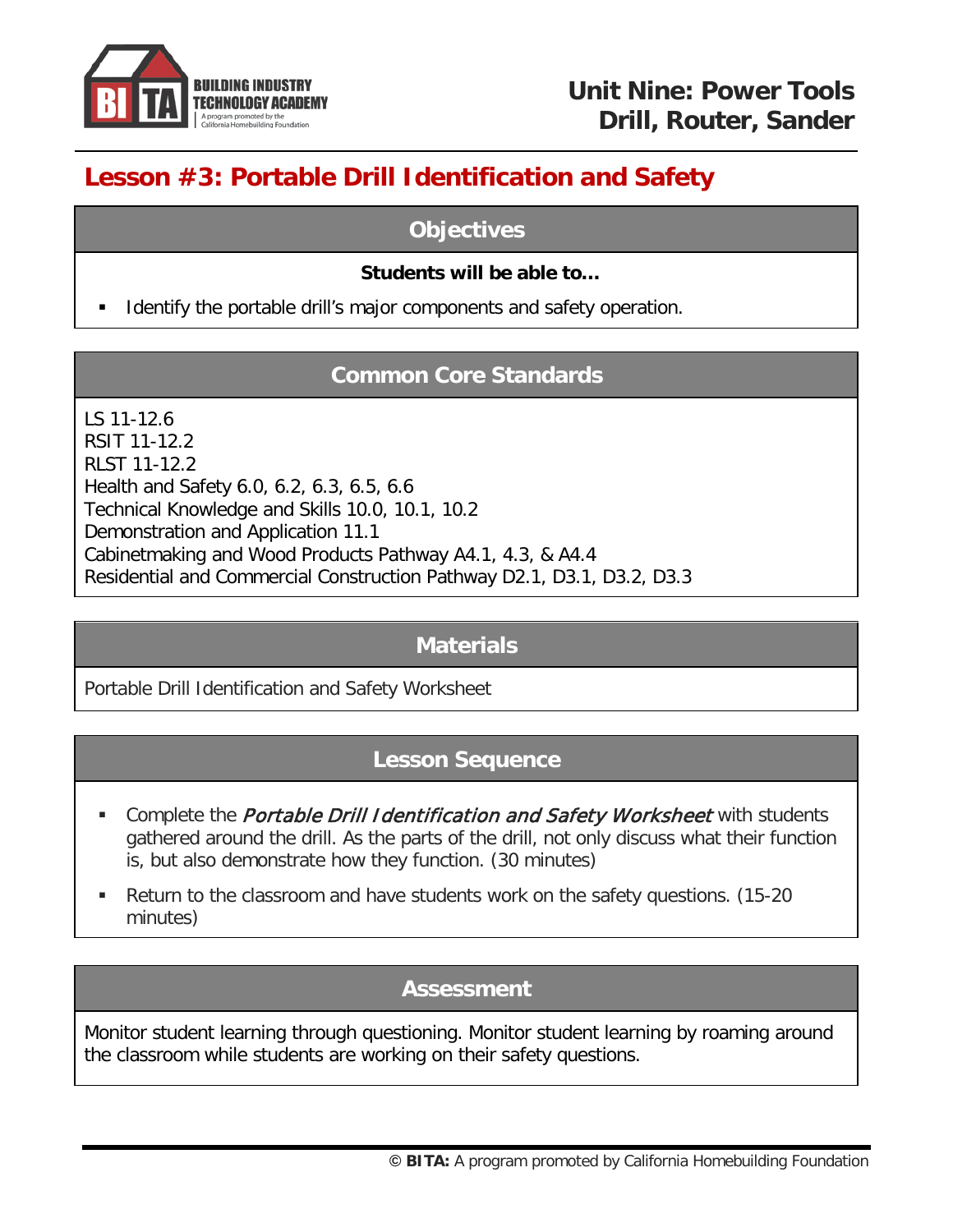# Unit Nine: Power Tools
# Drill, Router, Sander

## Lesson #3: Portable Drill Identification and Safety

### Objectives

**Students will be able to…**

- Identify the portable drill's major components and safety operation.

### Common Core Standards

LS 11-12.6
RSIT 11-12.2
RLST 11-12.2
Health and Safety 6.0, 6.2, 6.3, 6.5, 6.6
Technical Knowledge and Skills 10.0, 10.1, 10.2
Demonstration and Application 11.1
Cabinetmaking and Wood Products Pathway A4.1, 4.3, & A4.4
Residential and Commercial Construction Pathway D2.1, D3.1, D3.2, D3.3

### Materials

Portable Drill Identification and Safety Worksheet

### Lesson Sequence

- Complete the *Portable Drill Identification and Safety Worksheet* with students gathered around the drill. As the parts of the drill, not only discuss what their function is, but also demonstrate how they function. (30 minutes)
- Return to the classroom and have students work on the safety questions. (15-20 minutes)

### Assessment

Monitor student learning through questioning. Monitor student learning by roaming around the classroom while students are working on their safety questions.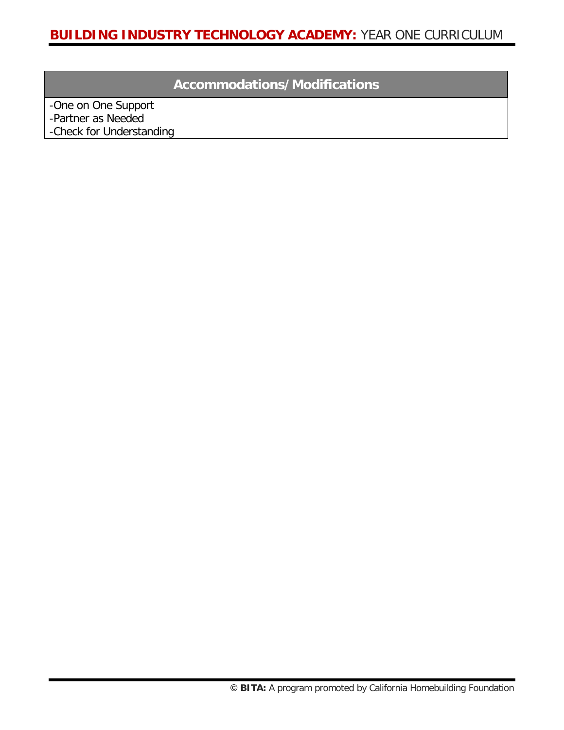| Accommodations/Modifications |
| --- |
| -One on One Support<br>-Partner as Needed<br>-Check for Understanding |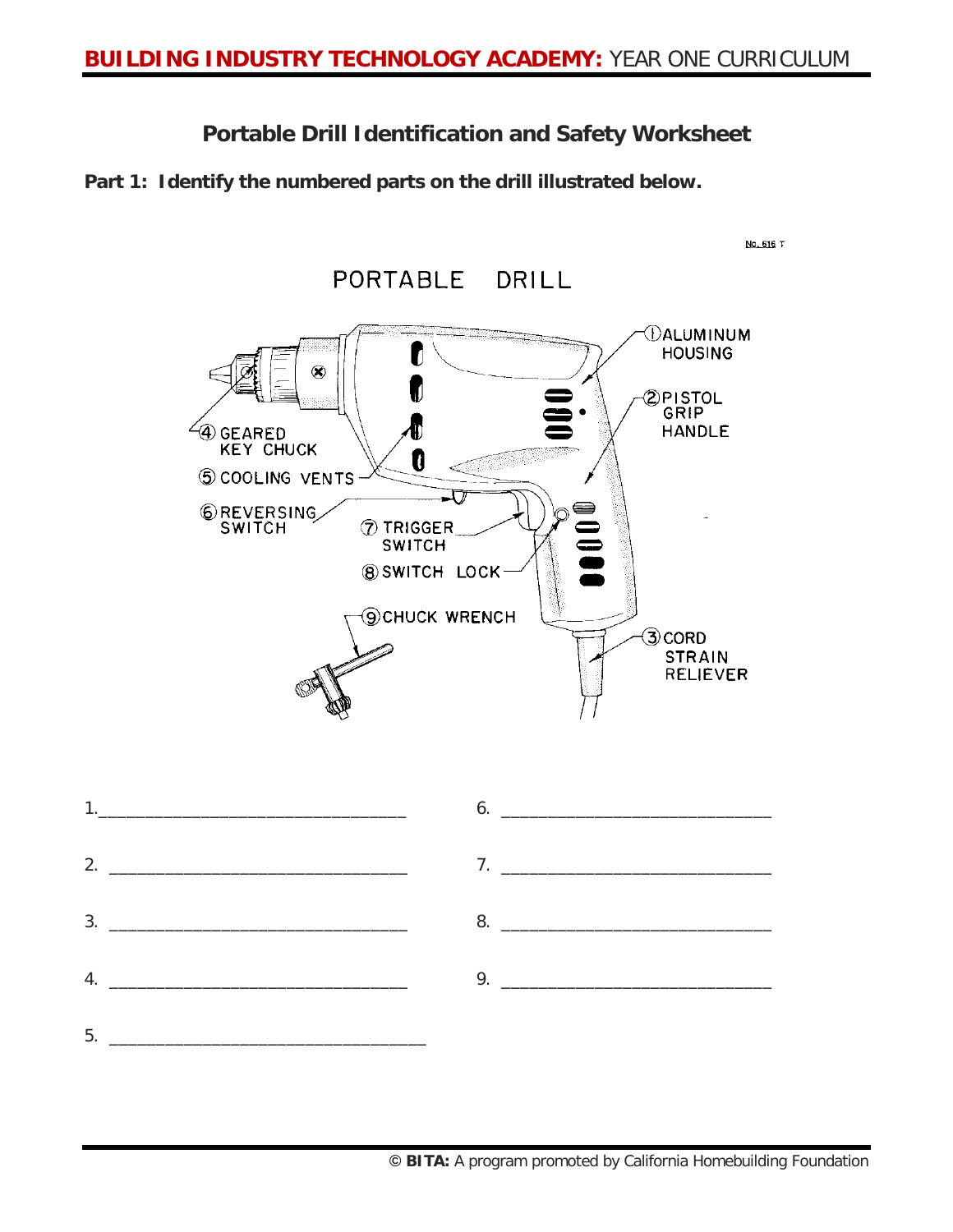## Portable Drill Identification and Safety Worksheet

**Part 1: Identify the numbered parts on the drill illustrated below.**

No. 616 T

PORTABLE DRILL

1. ALUMINUM HOUSING
2. PISTOL GRIP HANDLE
3. CORD STRAIN RELIEVER
4. GEARED KEY CHUCK
5. COOLING VENTS
6. REVERSING SWITCH
7. TRIGGER SWITCH
8. SWITCH LOCK
9. CHUCK WRENCH

1.\_\_\_\_\_\_\_\_\_\_\_\_\_\_\_\_\_\_\_\_\_\_\_\_\_\_\_\_\_\_

2. \_\_\_\_\_\_\_\_\_\_\_\_\_\_\_\_\_\_\_\_\_\_\_\_\_\_\_\_\_\_

3. \_\_\_\_\_\_\_\_\_\_\_\_\_\_\_\_\_\_\_\_\_\_\_\_\_\_\_\_\_\_

4. \_\_\_\_\_\_\_\_\_\_\_\_\_\_\_\_\_\_\_\_\_\_\_\_\_\_\_\_\_\_

5. \_\_\_\_\_\_\_\_\_\_\_\_\_\_\_\_\_\_\_\_\_\_\_\_\_\_\_\_\_\_

6. \_\_\_\_\_\_\_\_\_\_\_\_\_\_\_\_\_\_\_\_\_\_\_\_\_\_\_\_\_\_

7. \_\_\_\_\_\_\_\_\_\_\_\_\_\_\_\_\_\_\_\_\_\_\_\_\_\_\_\_\_\_

8. \_\_\_\_\_\_\_\_\_\_\_\_\_\_\_\_\_\_\_\_\_\_\_\_\_\_\_\_\_\_

9. \_\_\_\_\_\_\_\_\_\_\_\_\_\_\_\_\_\_\_\_\_\_\_\_\_\_\_\_\_\_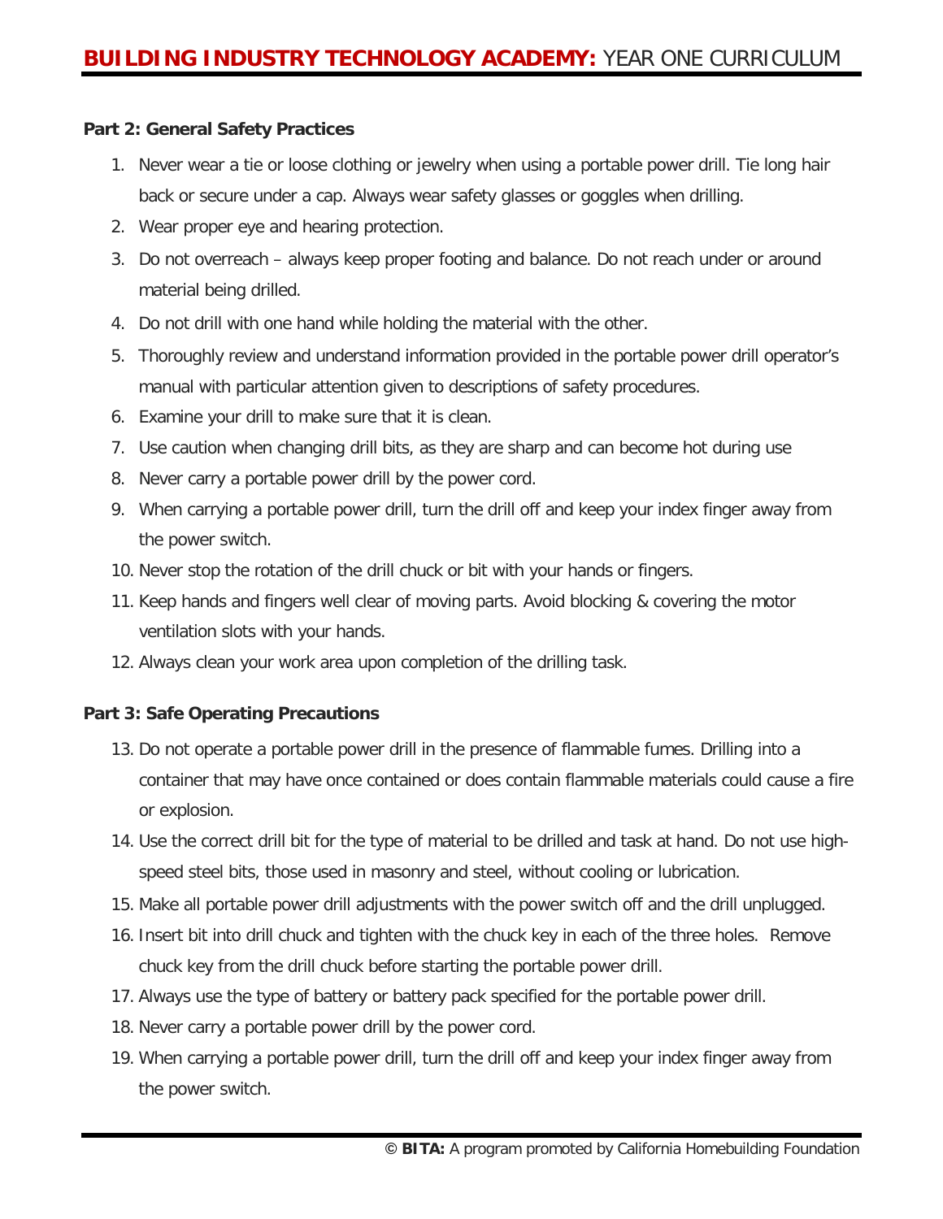**Part 2: General Safety Practices**

1. Never wear a tie or loose clothing or jewelry when using a portable power drill. Tie long hair back or secure under a cap. Always wear safety glasses or goggles when drilling.
2. Wear proper eye and hearing protection.
3. Do not overreach – always keep proper footing and balance. Do not reach under or around material being drilled.
4. Do not drill with one hand while holding the material with the other.
5. Thoroughly review and understand information provided in the portable power drill operator's manual with particular attention given to descriptions of safety procedures.
6. Examine your drill to make sure that it is clean.
7. Use caution when changing drill bits, as they are sharp and can become hot during use
8. Never carry a portable power drill by the power cord.
9. When carrying a portable power drill, turn the drill off and keep your index finger away from the power switch.
10. Never stop the rotation of the drill chuck or bit with your hands or fingers.
11. Keep hands and fingers well clear of moving parts. Avoid blocking & covering the motor ventilation slots with your hands.
12. Always clean your work area upon completion of the drilling task.

**Part 3: Safe Operating Precautions**

13. Do not operate a portable power drill in the presence of flammable fumes. Drilling into a container that may have once contained or does contain flammable materials could cause a fire or explosion.
14. Use the correct drill bit for the type of material to be drilled and task at hand. Do not use high-speed steel bits, those used in masonry and steel, without cooling or lubrication.
15. Make all portable power drill adjustments with the power switch off and the drill unplugged.
16. Insert bit into drill chuck and tighten with the chuck key in each of the three holes. Remove chuck key from the drill chuck before starting the portable power drill.
17. Always use the type of battery or battery pack specified for the portable power drill.
18. Never carry a portable power drill by the power cord.
19. When carrying a portable power drill, turn the drill off and keep your index finger away from the power switch.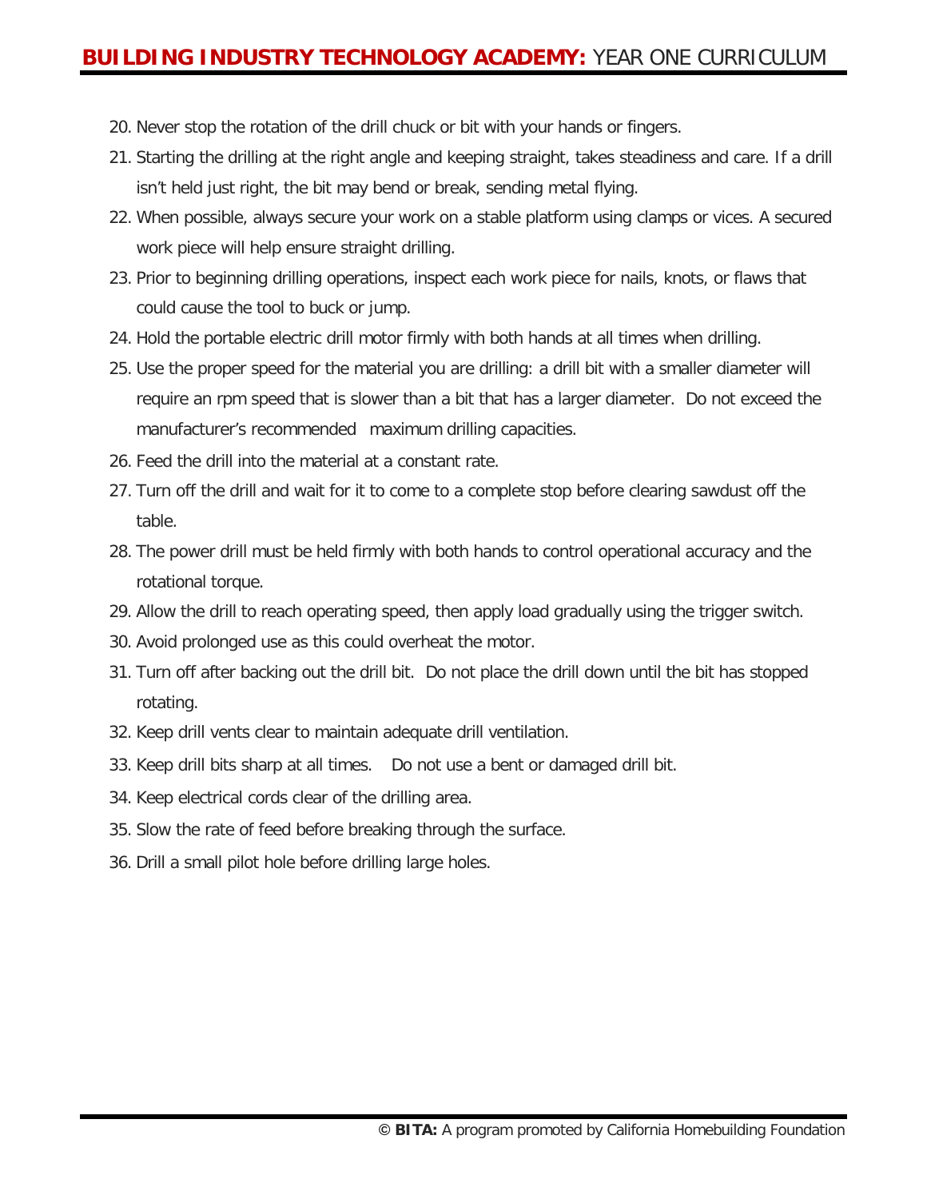20. Never stop the rotation of the drill chuck or bit with your hands or fingers.
21. Starting the drilling at the right angle and keeping straight, takes steadiness and care. If a drill isn't held just right, the bit may bend or break, sending metal flying.
22. When possible, always secure your work on a stable platform using clamps or vices. A secured work piece will help ensure straight drilling.
23. Prior to beginning drilling operations, inspect each work piece for nails, knots, or flaws that could cause the tool to buck or jump.
24. Hold the portable electric drill motor firmly with both hands at all times when drilling.
25. Use the proper speed for the material you are drilling: a drill bit with a smaller diameter will require an rpm speed that is slower than a bit that has a larger diameter. Do not exceed the manufacturer's recommended maximum drilling capacities.
26. Feed the drill into the material at a constant rate.
27. Turn off the drill and wait for it to come to a complete stop before clearing sawdust off the table.
28. The power drill must be held firmly with both hands to control operational accuracy and the rotational torque.
29. Allow the drill to reach operating speed, then apply load gradually using the trigger switch.
30. Avoid prolonged use as this could overheat the motor.
31. Turn off after backing out the drill bit. Do not place the drill down until the bit has stopped rotating.
32. Keep drill vents clear to maintain adequate drill ventilation.
33. Keep drill bits sharp at all times. Do not use a bent or damaged drill bit.
34. Keep electrical cords clear of the drilling area.
35. Slow the rate of feed before breaking through the surface.
36. Drill a small pilot hole before drilling large holes.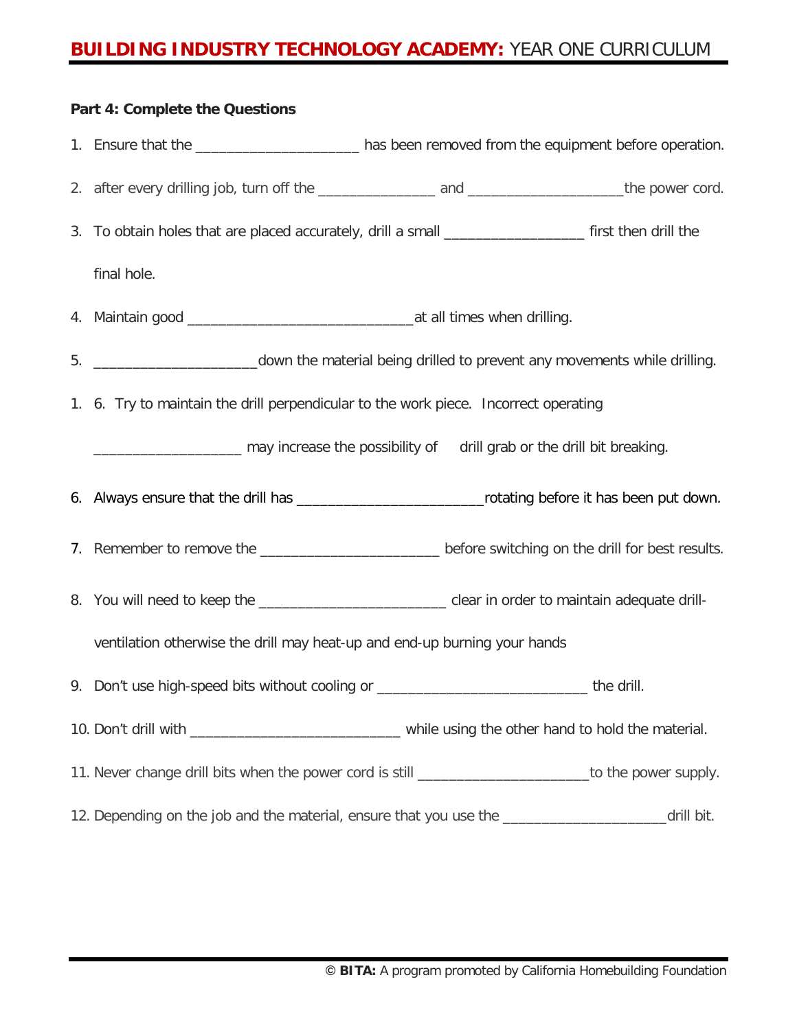**Part 4: Complete the Questions**

1. Ensure that the _____________________ has been removed from the equipment before operation.
2. after every drilling job, turn off the _______________ and ___________________the power cord.
3. To obtain holes that are placed accurately, drill a small __________________ first then drill the final hole.
4. Maintain good _____________________________at all times when drilling.
5. ____________________down the material being drilled to prevent any movements while drilling.

1. 6. Try to maintain the drill perpendicular to the work piece. Incorrect operating ___________________ may increase the possibility of drill grab or the drill bit breaking.

6. Always ensure that the drill has ________________________rotating before it has been put down.
7. Remember to remove the _______________________ before switching on the drill for best results.
8. You will need to keep the ________________________ clear in order to maintain adequate drill-ventilation otherwise the drill may heat-up and end-up burning your hands
9. Don't use high-speed bits without cooling or ___________________________ the drill.
10. Don't drill with ___________________________ while using the other hand to hold the material.
11. Never change drill bits when the power cord is still ______________________to the power supply.
12. Depending on the job and the material, ensure that you use the _____________________drill bit.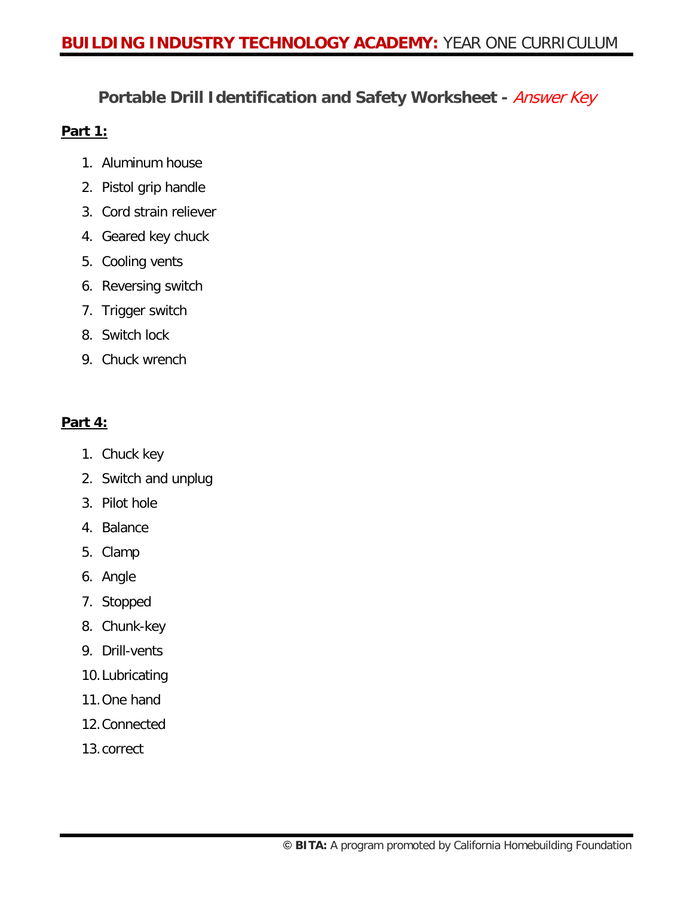## Portable Drill Identification and Safety Worksheet - *Answer Key*

**Part 1:**

1. Aluminum house
2. Pistol grip handle
3. Cord strain reliever
4. Geared key chuck
5. Cooling vents
6. Reversing switch
7. Trigger switch
8. Switch lock
9. Chuck wrench

**Part 4:**

1. Chuck key
2. Switch and unplug
3. Pilot hole
4. Balance
5. Clamp
6. Angle
7. Stopped
8. Chunk-key
9. Drill-vents
10. Lubricating
11. One hand
12. Connected
13. correct